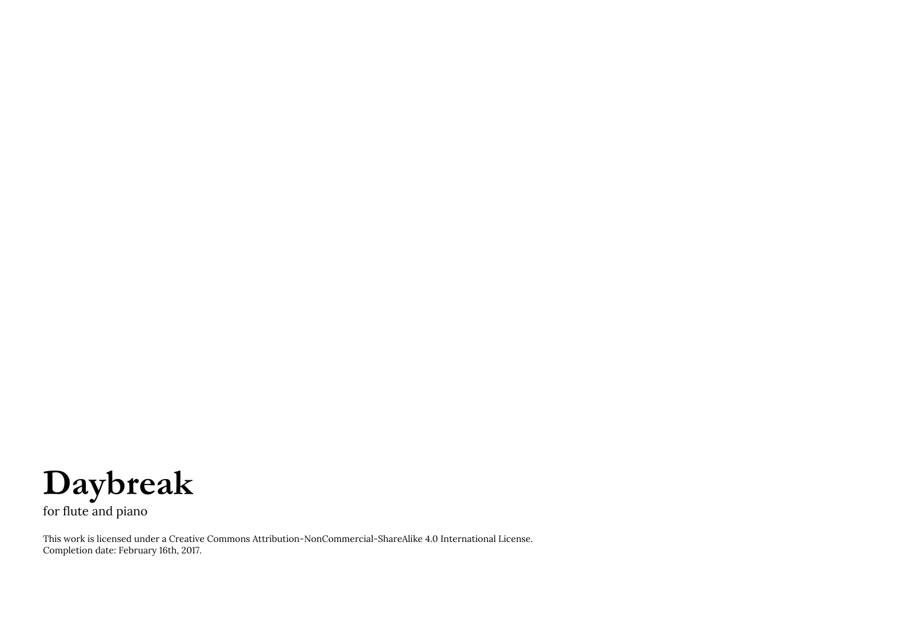# Daybreak

for flute and piano

This work is licensed under a Creative Commons Attribution-NonCommercial-ShareAlike 4.0 International License.
Completion date: February 16th, 2017.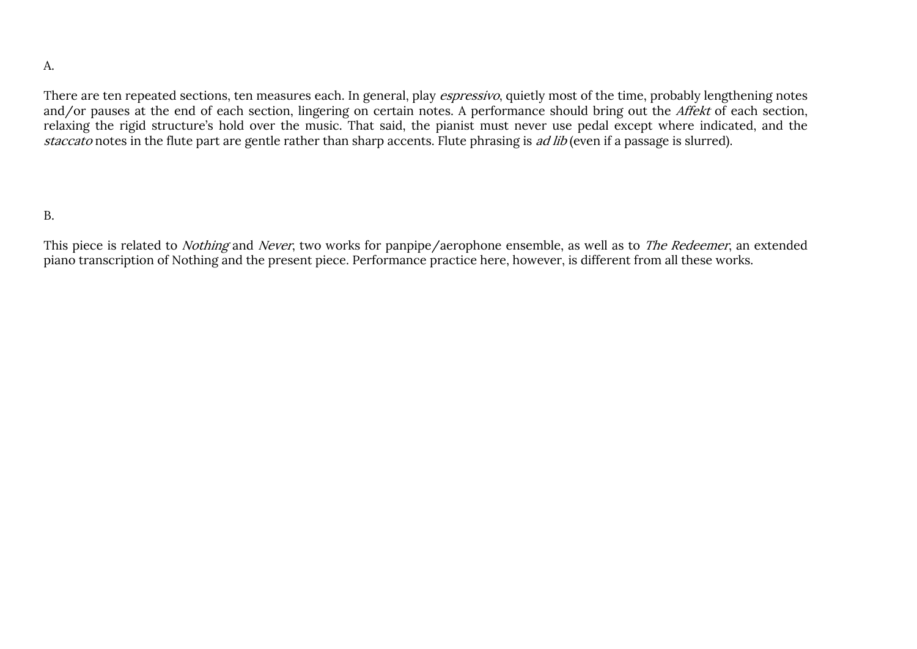A.

There are ten repeated sections, ten measures each. In general, play *espressivo*, quietly most of the time, probably lengthening notes and/or pauses at the end of each section, lingering on certain notes. A performance should bring out the *Affekt* of each section, relaxing the rigid structure's hold over the music. That said, the pianist must never use pedal except where indicated, and the *staccato* notes in the flute part are gentle rather than sharp accents. Flute phrasing is *ad lib* (even if a passage is slurred).

B.

This piece is related to *Nothing* and *Never*, two works for panpipe/aerophone ensemble, as well as to *The Redeemer*, an extended piano transcription of Nothing and the present piece. Performance practice here, however, is different from all these works.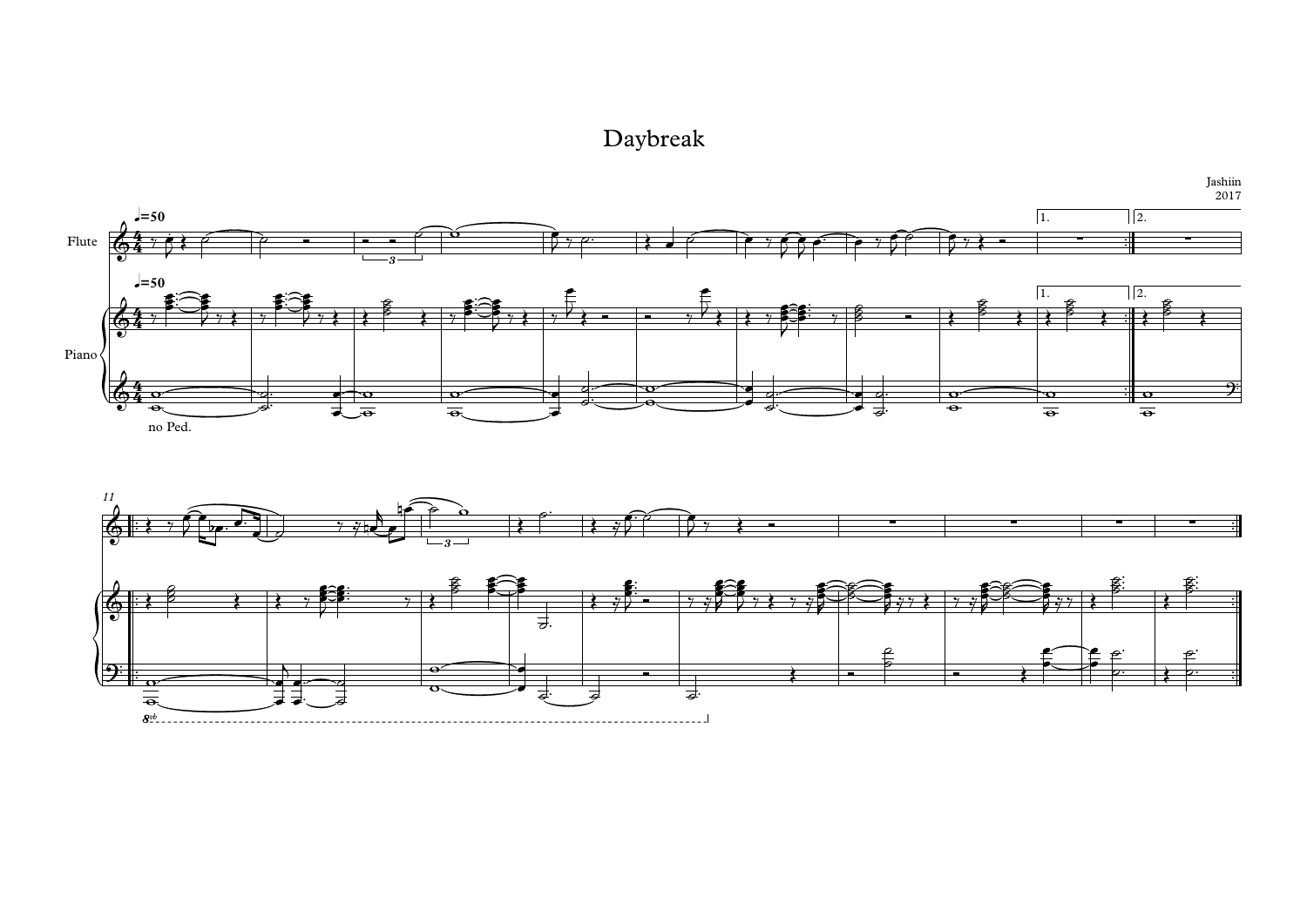# Daybreak

Jashiin
2017

Flute

Piano

♩=50

no Ped.